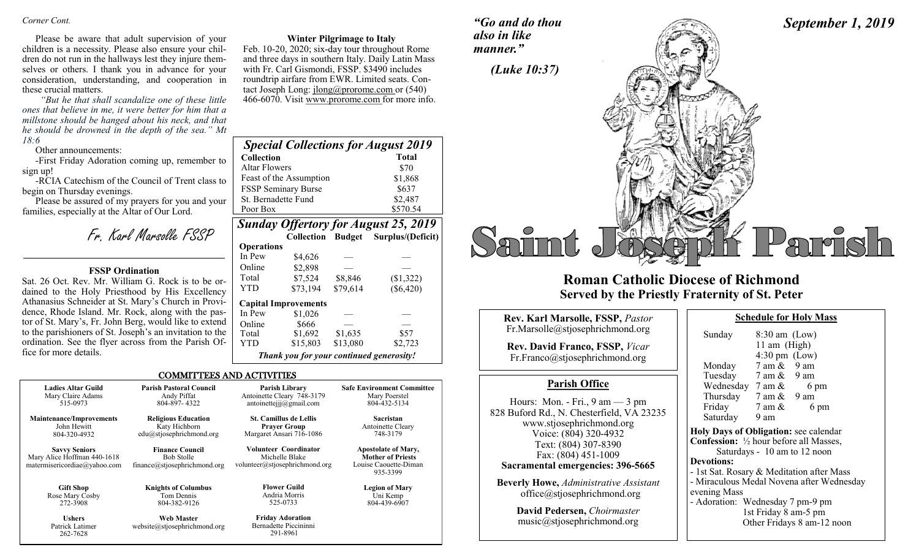*Corner Cont.*

Please be aware that adult supervision of your children is a necessity. Please also ensure your children do not run in the hallways lest they injure themselves or others. I thank you in advance for your consideration, understanding, and cooperation in these crucial matters.

*"But he that shall scandalize one of these little ones that believe in me, it were better for him that a millstone should be hanged about his neck, and that he should be drowned in the depth of the sea." Mt 18:6*

Other announcements:

-First Friday Adoration coming up, remember to sign up!

-RCIA Catechism of the Council of Trent class to begin on Thursday evenings.

Please be assured of my prayers for you and your families, especially at the Altar of Our Lord.

Fr. Karl Marsolle FSSP

### FSSP Ordination

Sat. 26 Oct. Rev. Mr. William G. Rock is to be ordained to the Holy Priesthood by His Excellency Athanasius Schneider at St. Mary's Church in Providence, Rhode Island. Mr. Rock, along with the pastor of St. Mary's, Fr. John Berg, would like to extend to the parishioners of St. Joseph's an invitation to the ordination. See the flyer across from the Parish Office for more details.

### Winter Pilgrimage to Italy

Feb. 10-20, 2020; six-day tour throughout Rome and three days in southern Italy. Daily Latin Mass with Fr. Carl Gismondi, FSSP. $3490 includes roundtrip airfare from EWR. Limited seats. Contact Joseph Long: jlong@prorome.com or (540) 466-6070. Visit www.prorome.com for more info.

### *Special Collections for August 2019*

| Collection | Total |
|---|---|
| Altar Flowers | $70 |
| Feast of the Assumption | $1,868 |
| FSSP Seminary Burse | $637 |
| St. Bernadette Fund | $2,487 |
| Poor Box | $570.54 |

### *Sunday Offertory for August 25, 2019*

| | Collection | Budget | Surplus/(Deficit) |
|---|---|---|---|
| **Operations** | | | |
| In Pew | $4,626 | — | — |
| Online | $2,898 | — | — |
| Total | $7,524 | $8,846 | ($1,322) |
| YTD | $73,194 | $79,614 | ($6,420) |
| **Capital Improvements** | | | |
| In Pew | $1,026 | — | — |
| Online | $666 | — | — |
| Total | $1,692 | $1,635 | $57 |
| YTD | $15,803 | $13,080 | $2,723 |

*Thank you for your continued generosity!*

### COMMITTEES AND ACTIVITIES

| | | | |
|---|---|---|---|
| **Ladies Altar Guild**<br>Mary Claire Adams<br>515-0973 | **Parish Pastoral Council**<br>Andy Piffat<br>804-897- 4322 | **Parish Library**<br>Antoinette Cleary 748-3179<br>antoinettejjj@gmail.com | **Safe Environment Committee**<br>Mary Poerstel<br>804-432-5134 |
| **Maintenance/Improvements**<br>John Hewitt<br>804-320-4932 | **Religious Education**<br>Katy Hichborn<br>edu@stjosephrichmond.org | **St. Camillus de Lellis Prayer Group**<br>Margaret Ansari 716-1086 | **Sacristan**<br>Antoinette Cleary<br>748-3179 |
| **Savvy Seniors**<br>Mary Alice Hoffman 440-1618<br>matermisericordiae@yahoo.com | **Finance Council**<br>Bob Stolle<br>finance@stjosephrichmond.org | **Volunteer Coordinator**<br>Michelle Blake<br>volunteer@stjosephrichmond.org | **Apostolate of Mary, Mother of Priests**<br>Louise Caouette-Diman<br>935-3399 |
| **Gift Shop**<br>Rose Mary Cosby<br>272-3908 | **Knights of Columbus**<br>Tom Dennis<br>804-382-9126 | **Flower Guild**<br>Andria Morris<br>525-0733 | **Legion of Mary**<br>Uni Kemp<br>804-439-6907 |
| **Ushers**<br>Patrick Latimer<br>262-7628 | **Web Master**<br>website@stjosephrichmond.org | **Friday Adoration**<br>Bernadette Piccininni<br>291-8961 | |

*"Go and do thou also in like manner."*

*(Luke 10:37)*

*September 1, 2019*

# Saint Joseph Parish

## Roman Catholic Diocese of Richmond
## Served by the Priestly Fraternity of St. Peter

**Rev. Karl Marsolle, FSSP,** *Pastor*
Fr.Marsolle@stjosephrichmond.org

**Rev. David Franco, FSSP,** *Vicar*
Fr.Franco@stjosephrichmond.org

### Parish Office

Hours: Mon. - Fri., 9 am — 3 pm
828 Buford Rd., N. Chesterfield, VA 23235
www.stjosephrichmond.org
Voice: (804) 320-4932
Text: (804) 307-8390
Fax: (804) 451-1009
**Sacramental emergencies: 396-5665**

**Beverly Howe,** *Administrative Assistant*
office@stjosephrichmond.org

**David Pedersen,** *Choirmaster*
music@stjosephrichmond.org

### Schedule for Holy Mass

| | |
|---|---|
| Sunday | 8:30 am (Low)<br>11 am (High)<br>4:30 pm (Low) |
| Monday | 7 am & 9 am |
| Tuesday | 7 am & 9 am |
| Wednesday | 7 am & 6 pm |
| Thursday | 7 am & 9 am |
| Friday | 7 am & 6 pm |
| Saturday | 9 am |

**Holy Days of Obligation:** see calendar

**Confession:** ½ hour before all Masses, Saturdays - 10 am to 12 noon

**Devotions:**
- 1st Sat. Rosary & Meditation after Mass
- Miraculous Medal Novena after Wednesday evening Mass
- Adoration: Wednesday 7 pm-9 pm
  1st Friday 8 am-5 pm
  Other Fridays 8 am-12 noon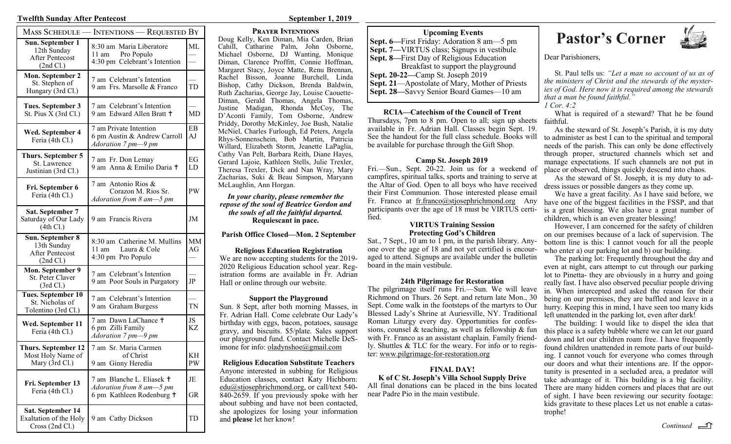**Twelfth Sunday After Pentecost** **September 1, 2019**

| Mass Schedule — Intentions — Requested By | | |
|---|---|---|
| **Sun. September 1** 12th Sunday After Pentecost (2nd Cl.) | 8:30 am Maria Liberatore<br>11 am Pro Populo<br>4:30 pm Celebrant's Intention | ML<br>—<br>— |
| **Mon. September 2** St. Stephen of Hungary (3rd Cl.) | 7 am Celebrant's Intention<br>9 am Frs. Marsolle & Franco | —<br>TD |
| **Tues. September 3** St. Pius X (3rd Cl.) | 7 am Celebrant's Intention<br>9 am Edward Allen Bratt † | —<br>MD |
| **Wed. September 4** Feria (4th Cl.) | 7 am Private Intention<br>6 pm Austin & Andrew Carroll<br>*Adoration 7 pm—9 pm* | EB<br>AJ |
| **Thurs. September 5** St. Lawrence Justinian (3rd Cl.) | 7 am Fr. Don Lemay<br>9 am Anna & Emilio Daria † | EG<br>LD |
| **Fri. September 6** Feria (4th Cl.) | 7 am Antonio Rios & Corazon M. Rios Sr.<br>*Adoration from 8 am—5 pm* | PW |
| **Sat. September 7** Saturday of Our Lady (4th Cl.) | 9 am Francis Rivera | JM |
| **Sun. September 8** 13th Sunday After Pentecost (2nd Cl.) | 8:30 am Catherine M. Mullins<br>11 am Laura & Cole<br>4:30 pm Pro Populo | MM<br>AG<br>— |
| **Mon. September 9** St. Peter Claver (3rd Cl.) | 7 am Celebrant's Intention<br>9 am Poor Souls in Purgatory | —<br>JP |
| **Tues. September 10** St. Nicholas of Tolentino (3rd Cl.) | 7 am Celebrant's Intention<br>9 am Graham Burgess | —<br>TN |
| **Wed. September 11** Feria (4th Cl.) | 7 am Dawn LaChance †<br>6 pm Zilli Family<br>*Adoration 7 pm—9 pm* | JS<br>KZ |
| **Thurs. September 12** Most Holy Name of Mary (3rd Cl.) | 7 am Sr. Maria Carmen of Christ<br>9 am Ginny Heredia | KH<br>PW |
| **Fri. September 13** Feria (4th Cl.) | 7 am Blanche L. Eliasek †<br>*Adoration from 8 am—5 pm*<br>6 pm Kathleen Rodenburg † | JE<br><br>GR |
| **Sat. September 14** Exaltation of the Holy Cross (2nd Cl.) | 9 am Cathy Dickson | TD |

**Prayer Intentions**

Doug Kelly, Ken Diman, Mia Carden, Brian Cahill, Catharine Palm, John Osborne, Michael Osborne, DJ Wanting, Monique Diman, Clarence Proffitt, Connie Hoffman, Margaret Stacy, Joyce Matte, Renu Brennan, Rachel Bisson, Joanne Burchell, Linda Bishop, Cathy Dickson, Brenda Baldwin, Ruth Zacharias, George Jay, Louise Caouette-Diman, Gerald Thomas, Angela Thomas, Justine Madigan, Rhonda McCoy, The D'Aconti Family, Tom Osborne, Andrew Priddy, Dorothy McKinley, Joe Bush, Natalie McNiel, Charles Furlough, Ed Peters, Angela Rhys-Sonnenschein, Bob Martin, Patricia Willard, Elizabeth Storm, Jeanette LaPaglia, Cathy Van Pelt, Barbara Reith, Diane Hayes, Gerard Lajoie, Kathleen Stells, Julie Trexler, Theresa Trexler, Dick and Nan Wray, Mary Zacharias, Suki & Beau Simpson, Maryann McLaughlin, Ann Horgan.

***In your charity, please remember the repose of the soul of Beatrice Gordon and the souls of all the faithful departed.*** **Requiescant in pace.**

**Parish Office Closed—Mon. 2 September**

**Religious Education Registration**

We are now accepting students for the 2019-2020 Religious Education school year. Registration forms are available in Fr. Adrian Hall or online through our website.

**Support the Playground**

Sun. 8 Sept, after both morning Masses, in Fr. Adrian Hall. Come celebrate Our Lady's birthday with eggs, bacon, potatoes, sausage gravy, and biscuits. $5/plate. Sales support our playground fund. Contact Michelle DeSimone for info: oladynshoe@gmail.com

**Religious Education Substitute Teachers**

Anyone interested in subbing for Religious Education classes, contact Katy Hichborn: edu@stjosephrichmond.org, or call/text 540-840-2659. If you previously spoke with her about subbing and have not been contacted, she apologizes for losing your information and **please** let her know!

**Upcoming Events**

**Sept. 6—**First Friday: Adoration 8 am—5 pm
**Sept. 7—**VIRTUS class; Signups in vestibule
**Sept. 8—**First Day of Religious Education
Breakfast to support the playground
**Sept. 20-22—**Camp St. Joseph 2019
**Sept. 21**—Apostolate of Mary, Mother of Priests
**Sept. 28—**Savvy Senior Board Games—10 am

**RCIA—Catechism of the Council of Trent**

Thursdays, 7pm to 8 pm. Open to all; sign up sheets available in Fr. Adrian Hall. Classes begin Sept. 19. See the handout for the full class schedule. Books will be available for purchase through the Gift Shop.

**Camp St. Joseph 2019**

Fri.—Sun., Sept. 20-22. Join us for a weekend of campfires, spiritual talks, sports and training to serve at the Altar of God. Open to all boys who have received their First Communion. Those interested please email Fr. Franco at fr.franco@stjosephrichmond.org Any participants over the age of 18 must be VIRTUS certified.

**VIRTUS Training Session**
**Protecting God's Children**

Sat., 7 Sept., 10 am to 1 pm, in the parish library. Anyone over the age of 18 and not yet certified is encouraged to attend. Signups are available under the bulletin board in the main vestibule.

**24th Pilgrimage for Restoration**

The pilgrimage itself runs Fri.—Sun. We will leave Richmond on Thurs. 26 Sept. and return late Mon., 30 Sept. Come walk in the footsteps of the martyrs to Our Blessed Lady's Shrine at Auriesville, NY. Traditional Roman Liturgy every day. Opportunities for confessions, counsel & teaching, as well as fellowship & fun with Fr. Franco as an assistant chaplain. Family friendly. Shuttles & TLC for the weary. For info or to register: www.pilgrimage-for-restoration.org

**FINAL DAY!**
**K of C St. Joseph's Villa School Supply Drive**

All final donations can be placed in the bins located near Padre Pio in the main vestibule.

# Pastor's Corner

Dear Parishioners,

St. Paul tells us: *"Let a man so account of us as of the ministers of Christ and the stewards of the mysteries of God. Here now it is required among the stewards that a man be found faithful." 1 Cor. 4:2*

What is required of a steward? That he be found faithful.

As the steward of St. Joseph's Parish, it is my duty to administer as best I can to the spiritual and temporal needs of the parish. This can only be done effectively through proper, structured channels which set and manage expectations. If such channels are not put in place or observed, things quickly descend into chaos.

As the steward of St. Joseph, it is my duty to address issues or possible dangers as they come up.

We have a great facility. As I have said before, we have one of the biggest facilities in the FSSP, and that is a great blessing. We also have a great number of children, which is an even greater blessing!

However, I am concerned for the safety of children on our premises because of a lack of supervision. The bottom line is this: I cannot vouch for all the people who enter a) our parking lot and b) our building.

The parking lot: Frequently throughout the day and even at night, cars attempt to cut through our parking lot to Pinetta- they are obviously in a hurry and going really fast. I have also observed peculiar people driving in. When intercepted and asked the reason for their being on our premises, they are baffled and leave in a hurry. Keeping this in mind, I have seen too many kids left unattended in the parking lot, even after dark!

The building: I would like to dispel the idea that this place is a safety bubble where we can let our guard down and let our children roam free. I have frequently found children unattended in remote parts of our building. I cannot vouch for everyone who comes through our doors and what their intentions are. If the opportunity is presented in a secluded area, a predator will take advantage of it. This building is a big facility. There are many hidden corners and places that are out of sight. I have been reviewing our security footage: kids gravitate to these places Let us not enable a catastrophe!

*Continued*